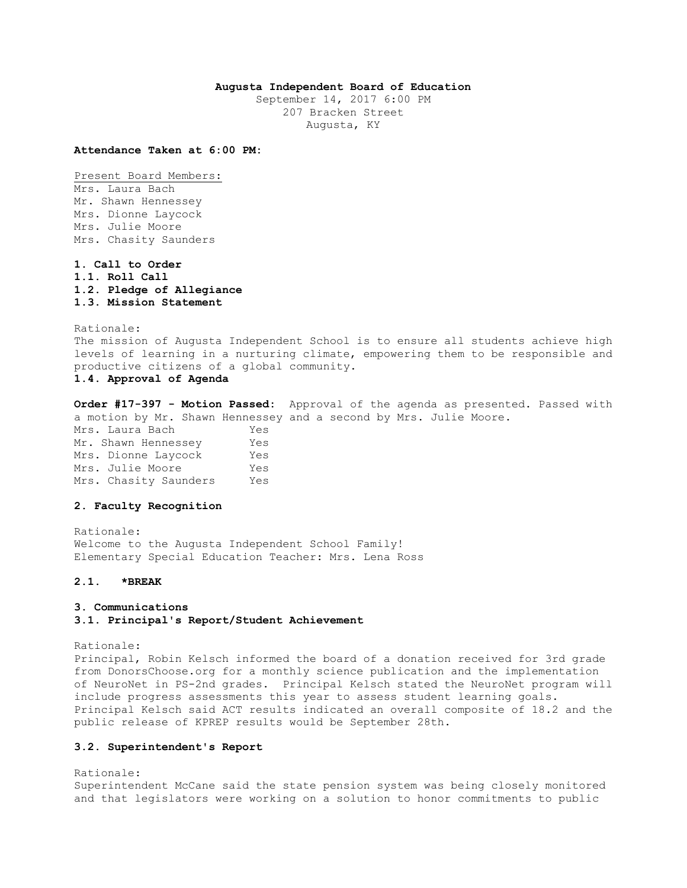**Augusta Independent Board of Education**
September 14, 2017 6:00 PM
207 Bracken Street
Augusta, KY

**Attendance Taken at 6:00 PM:**

Present Board Members:
Mrs. Laura Bach
Mr. Shawn Hennessey
Mrs. Dionne Laycock
Mrs. Julie Moore
Mrs. Chasity Saunders

**1. Call to Order**
**1.1. Roll Call**
**1.2. Pledge of Allegiance**
**1.3. Mission Statement**

Rationale:
The mission of Augusta Independent School is to ensure all students achieve high levels of learning in a nurturing climate, empowering them to be responsible and productive citizens of a global community.

**1.4. Approval of Agenda**

**Order #17-397 - Motion Passed:** Approval of the agenda as presented. Passed with a motion by Mr. Shawn Hennessey and a second by Mrs. Julie Moore.

| | |
|---|---|
| Mrs. Laura Bach | Yes |
| Mr. Shawn Hennessey | Yes |
| Mrs. Dionne Laycock | Yes |
| Mrs. Julie Moore | Yes |
| Mrs. Chasity Saunders | Yes |

**2. Faculty Recognition**

Rationale:
Welcome to the Augusta Independent School Family!
Elementary Special Education Teacher: Mrs. Lena Ross

**2.1. *BREAK**

**3. Communications**
**3.1. Principal's Report/Student Achievement**

Rationale:
Principal, Robin Kelsch informed the board of a donation received for 3rd grade from DonorsChoose.org for a monthly science publication and the implementation of NeuroNet in PS-2nd grades. Principal Kelsch stated the NeuroNet program will include progress assessments this year to assess student learning goals. Principal Kelsch said ACT results indicated an overall composite of 18.2 and the public release of KPREP results would be September 28th.

**3.2. Superintendent's Report**

Rationale:
Superintendent McCane said the state pension system was being closely monitored and that legislators were working on a solution to honor commitments to public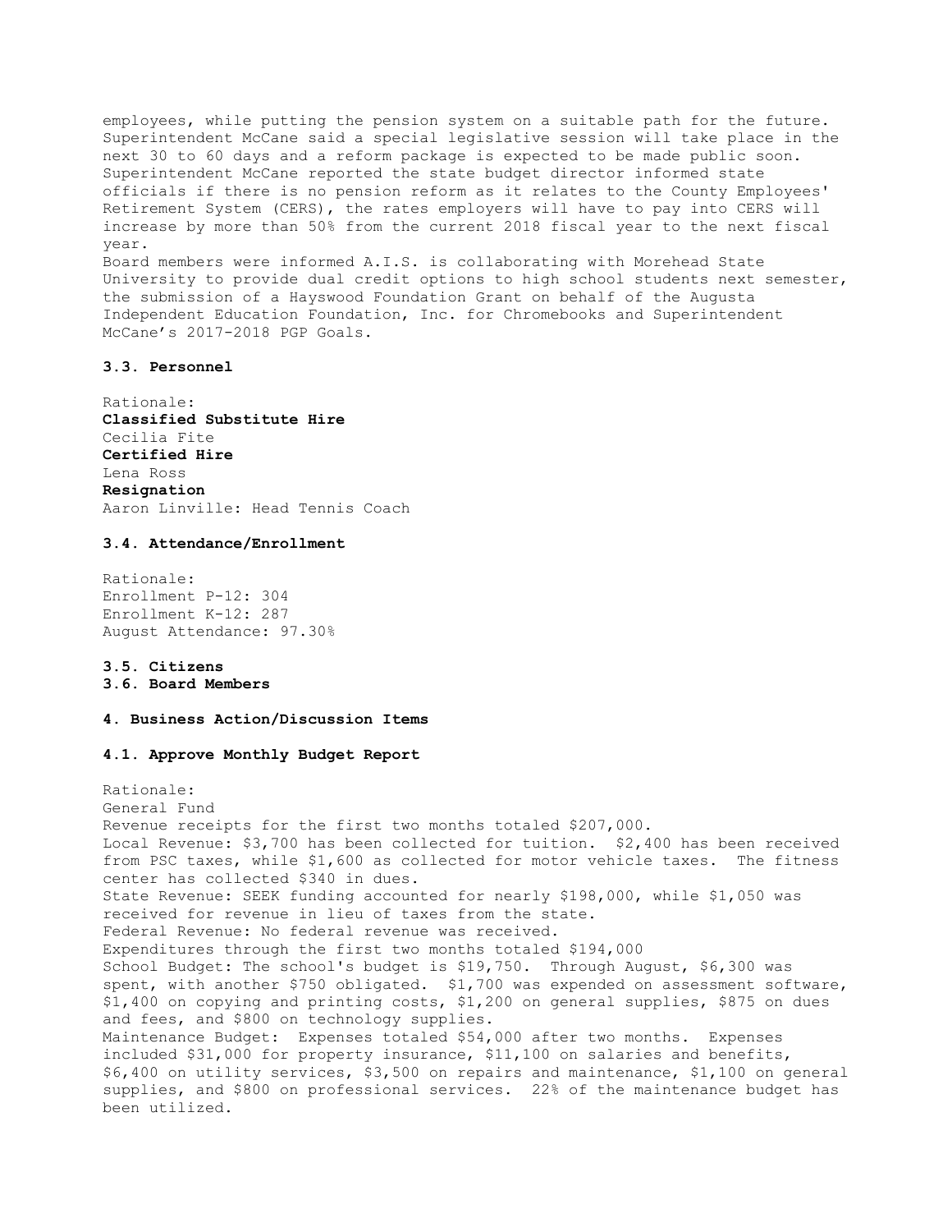employees, while putting the pension system on a suitable path for the future. Superintendent McCane said a special legislative session will take place in the next 30 to 60 days and a reform package is expected to be made public soon. Superintendent McCane reported the state budget director informed state officials if there is no pension reform as it relates to the County Employees' Retirement System (CERS), the rates employers will have to pay into CERS will increase by more than 50% from the current 2018 fiscal year to the next fiscal year.

Board members were informed A.I.S. is collaborating with Morehead State University to provide dual credit options to high school students next semester, the submission of a Hayswood Foundation Grant on behalf of the Augusta Independent Education Foundation, Inc. for Chromebooks and Superintendent McCane's 2017-2018 PGP Goals.

### 3.3. Personnel

Rationale:

**Classified Substitute Hire**

Cecilia Fite

**Certified Hire**

Lena Ross

**Resignation**

Aaron Linville: Head Tennis Coach

### 3.4. Attendance/Enrollment

Rationale:

Enrollment P-12: 304

Enrollment K-12: 287

August Attendance: 97.30%

### 3.5. Citizens

### 3.6. Board Members

## 4. Business Action/Discussion Items

### 4.1. Approve Monthly Budget Report

Rationale:

General Fund

Revenue receipts for the first two months totaled $207,000.

Local Revenue: $3,700 has been collected for tuition. $2,400 has been received from PSC taxes, while $1,600 as collected for motor vehicle taxes. The fitness center has collected $340 in dues.

State Revenue: SEEK funding accounted for nearly $198,000, while $1,050 was received for revenue in lieu of taxes from the state.

Federal Revenue: No federal revenue was received.

Expenditures through the first two months totaled $194,000

School Budget: The school's budget is $19,750. Through August, $6,300 was spent, with another $750 obligated. $1,700 was expended on assessment software, $1,400 on copying and printing costs, $1,200 on general supplies, $875 on dues and fees, and $800 on technology supplies.

Maintenance Budget: Expenses totaled $54,000 after two months. Expenses included $31,000 for property insurance, $11,100 on salaries and benefits, $6,400 on utility services, $3,500 on repairs and maintenance, $1,100 on general supplies, and $800 on professional services. 22% of the maintenance budget has been utilized.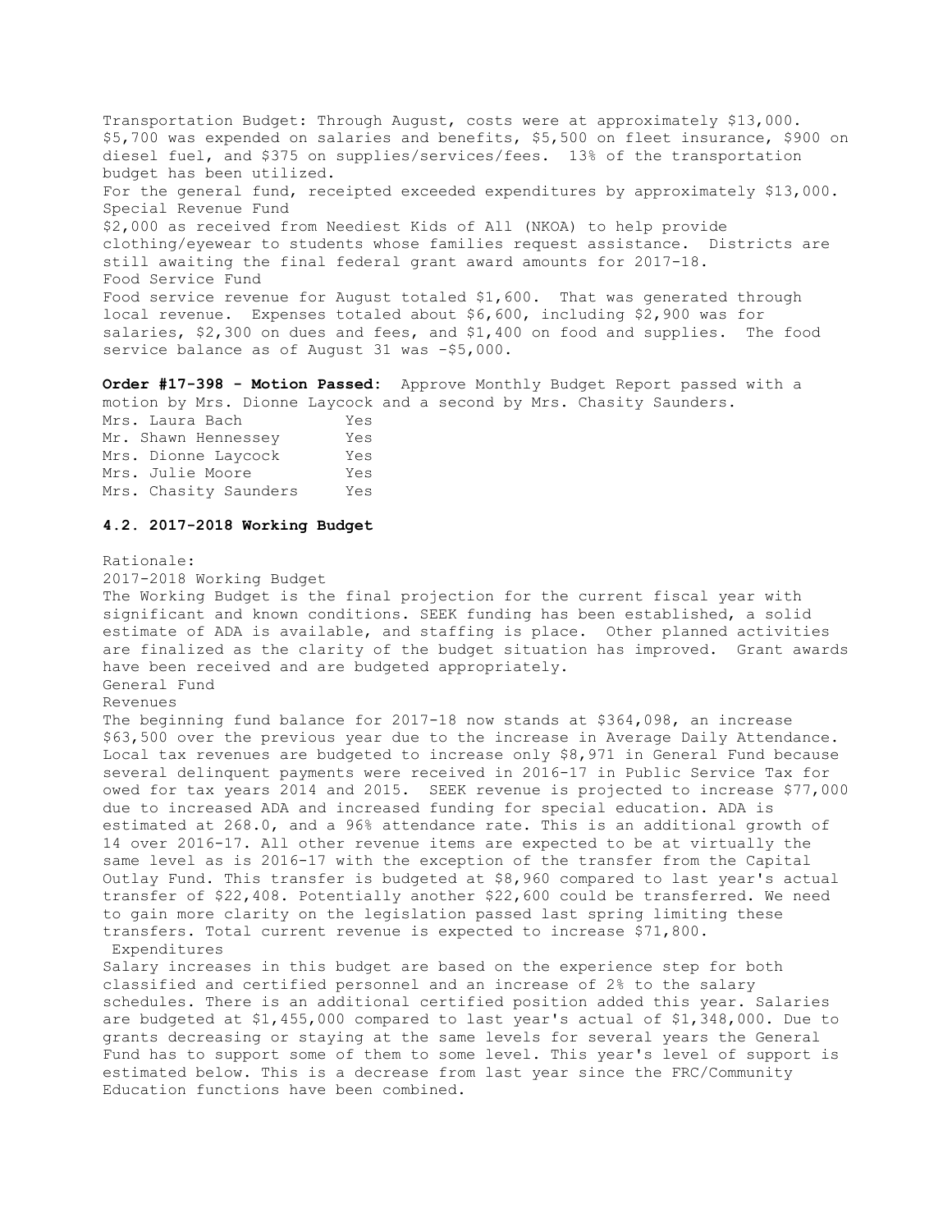Transportation Budget: Through August, costs were at approximately $13,000. $5,700 was expended on salaries and benefits, $5,500 on fleet insurance, $900 on diesel fuel, and $375 on supplies/services/fees. 13% of the transportation budget has been utilized.
For the general fund, receipted exceeded expenditures by approximately $13,000.
Special Revenue Fund
$2,000 as received from Neediest Kids of All (NKOA) to help provide clothing/eyewear to students whose families request assistance. Districts are still awaiting the final federal grant award amounts for 2017-18.
Food Service Fund
Food service revenue for August totaled $1,600. That was generated through local revenue. Expenses totaled about $6,600, including $2,900 was for salaries, $2,300 on dues and fees, and $1,400 on food and supplies. The food service balance as of August 31 was -$5,000.

**Order #17-398 - Motion Passed:** Approve Monthly Budget Report passed with a motion by Mrs. Dionne Laycock and a second by Mrs. Chasity Saunders.

| | |
|---|---|
| Mrs. Laura Bach | Yes |
| Mr. Shawn Hennessey | Yes |
| Mrs. Dionne Laycock | Yes |
| Mrs. Julie Moore | Yes |
| Mrs. Chasity Saunders | Yes |

### 4.2. 2017-2018 Working Budget

Rationale:
2017-2018 Working Budget
The Working Budget is the final projection for the current fiscal year with significant and known conditions. SEEK funding has been established, a solid estimate of ADA is available, and staffing is place. Other planned activities are finalized as the clarity of the budget situation has improved. Grant awards have been received and are budgeted appropriately.
General Fund
Revenues
The beginning fund balance for 2017-18 now stands at $364,098, an increase $63,500 over the previous year due to the increase in Average Daily Attendance. Local tax revenues are budgeted to increase only $8,971 in General Fund because several delinquent payments were received in 2016-17 in Public Service Tax for owed for tax years 2014 and 2015. SEEK revenue is projected to increase $77,000 due to increased ADA and increased funding for special education. ADA is estimated at 268.0, and a 96% attendance rate. This is an additional growth of 14 over 2016-17. All other revenue items are expected to be at virtually the same level as is 2016-17 with the exception of the transfer from the Capital Outlay Fund. This transfer is budgeted at $8,960 compared to last year's actual transfer of $22,408. Potentially another $22,600 could be transferred. We need to gain more clarity on the legislation passed last spring limiting these transfers. Total current revenue is expected to increase $71,800.
Expenditures
Salary increases in this budget are based on the experience step for both classified and certified personnel and an increase of 2% to the salary schedules. There is an additional certified position added this year. Salaries are budgeted at $1,455,000 compared to last year's actual of $1,348,000. Due to grants decreasing or staying at the same levels for several years the General Fund has to support some of them to some level. This year's level of support is estimated below. This is a decrease from last year since the FRC/Community Education functions have been combined.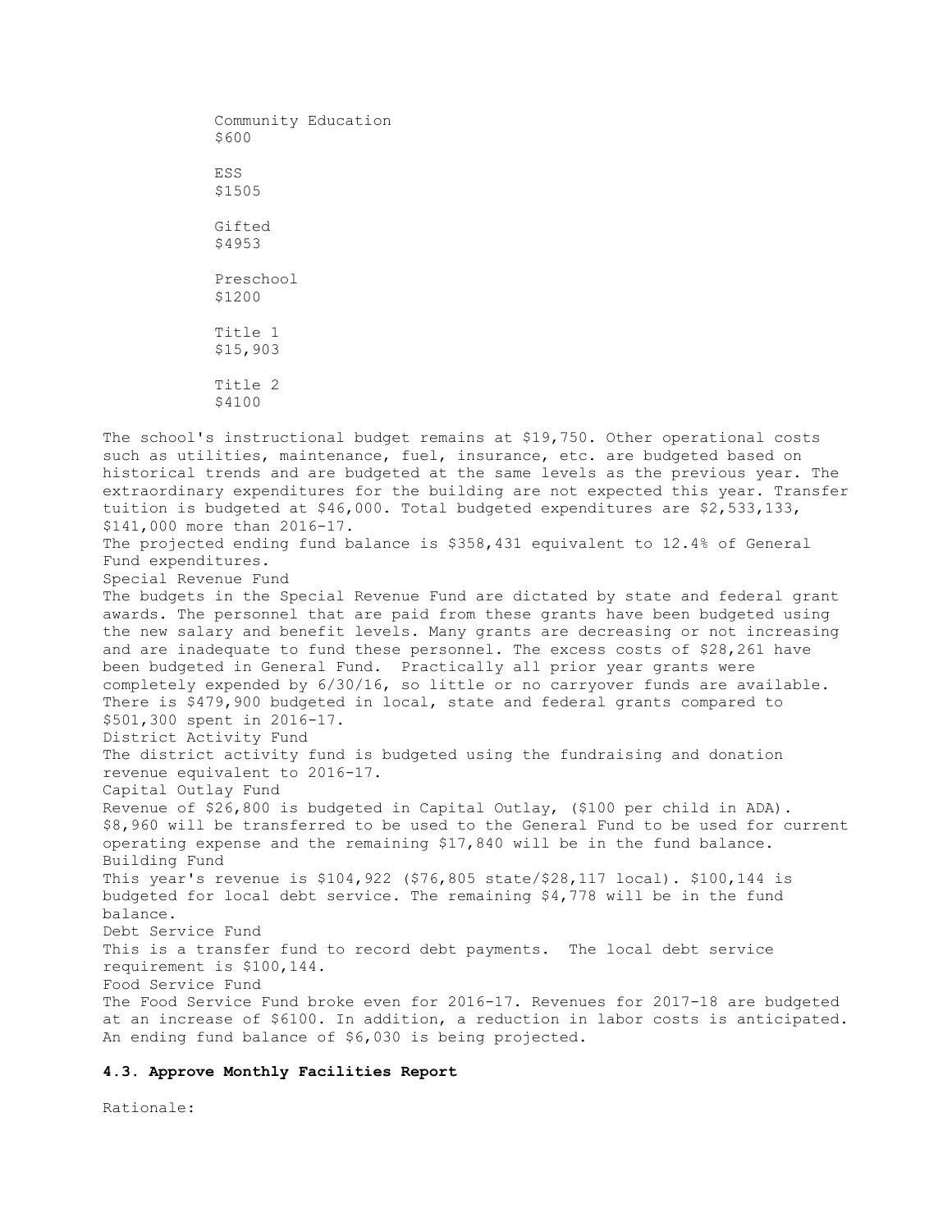Community Education
$600

ESS
$1505

Gifted
$4953

Preschool
$1200

Title 1
$15,903

Title 2
$4100

The school's instructional budget remains at $19,750. Other operational costs such as utilities, maintenance, fuel, insurance, etc. are budgeted based on historical trends and are budgeted at the same levels as the previous year. The extraordinary expenditures for the building are not expected this year. Transfer tuition is budgeted at $46,000. Total budgeted expenditures are $2,533,133, $141,000 more than 2016-17.

The projected ending fund balance is $358,431 equivalent to 12.4% of General Fund expenditures.

Special Revenue Fund

The budgets in the Special Revenue Fund are dictated by state and federal grant awards. The personnel that are paid from these grants have been budgeted using the new salary and benefit levels. Many grants are decreasing or not increasing and are inadequate to fund these personnel. The excess costs of $28,261 have been budgeted in General Fund. Practically all prior year grants were completely expended by 6/30/16, so little or no carryover funds are available. There is $479,900 budgeted in local, state and federal grants compared to $501,300 spent in 2016-17.

District Activity Fund

The district activity fund is budgeted using the fundraising and donation revenue equivalent to 2016-17.

Capital Outlay Fund

Revenue of $26,800 is budgeted in Capital Outlay, ($100 per child in ADA). $8,960 will be transferred to be used to the General Fund to be used for current operating expense and the remaining $17,840 will be in the fund balance.

Building Fund

This year's revenue is $104,922 ($76,805 state/$28,117 local). $100,144 is budgeted for local debt service. The remaining $4,778 will be in the fund balance.

Debt Service Fund

This is a transfer fund to record debt payments. The local debt service requirement is $100,144.

Food Service Fund

The Food Service Fund broke even for 2016-17. Revenues for 2017-18 are budgeted at an increase of $6100. In addition, a reduction in labor costs is anticipated. An ending fund balance of $6,030 is being projected.

**4.3. Approve Monthly Facilities Report**

Rationale: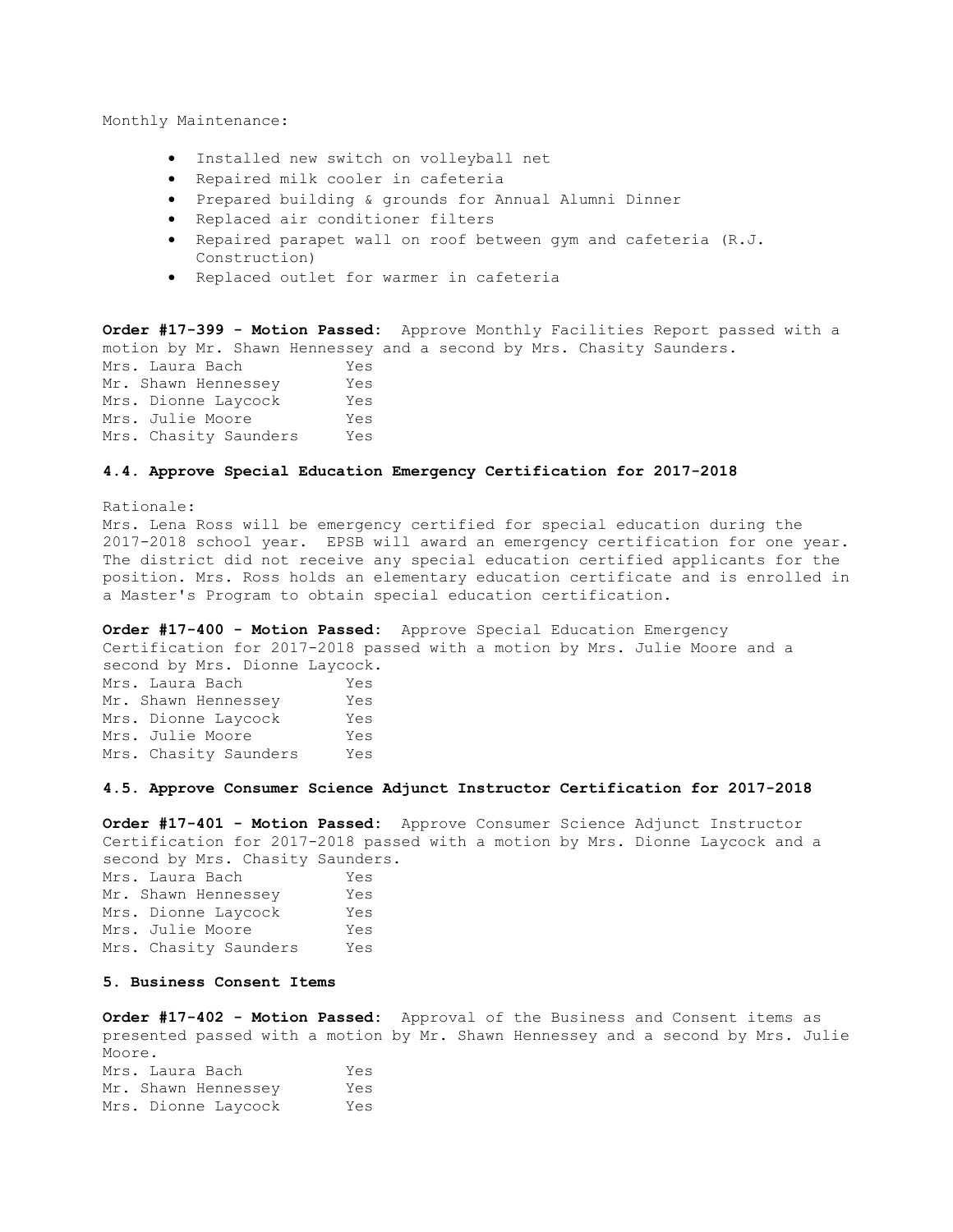Monthly Maintenance:

- Installed new switch on volleyball net
- Repaired milk cooler in cafeteria
- Prepared building & grounds for Annual Alumni Dinner
- Replaced air conditioner filters
- Repaired parapet wall on roof between gym and cafeteria (R.J. Construction)
- Replaced outlet for warmer in cafeteria

**Order #17-399 - Motion Passed:** Approve Monthly Facilities Report passed with a motion by Mr. Shawn Hennessey and a second by Mrs. Chasity Saunders.

| | |
|---|---|
| Mrs. Laura Bach | Yes |
| Mr. Shawn Hennessey | Yes |
| Mrs. Dionne Laycock | Yes |
| Mrs. Julie Moore | Yes |
| Mrs. Chasity Saunders | Yes |

### 4.4. Approve Special Education Emergency Certification for 2017-2018

Rationale:
Mrs. Lena Ross will be emergency certified for special education during the 2017-2018 school year. EPSB will award an emergency certification for one year. The district did not receive any special education certified applicants for the position. Mrs. Ross holds an elementary education certificate and is enrolled in a Master's Program to obtain special education certification.

**Order #17-400 - Motion Passed:** Approve Special Education Emergency Certification for 2017-2018 passed with a motion by Mrs. Julie Moore and a second by Mrs. Dionne Laycock.

| | |
|---|---|
| Mrs. Laura Bach | Yes |
| Mr. Shawn Hennessey | Yes |
| Mrs. Dionne Laycock | Yes |
| Mrs. Julie Moore | Yes |
| Mrs. Chasity Saunders | Yes |

### 4.5. Approve Consumer Science Adjunct Instructor Certification for 2017-2018

**Order #17-401 - Motion Passed:** Approve Consumer Science Adjunct Instructor Certification for 2017-2018 passed with a motion by Mrs. Dionne Laycock and a second by Mrs. Chasity Saunders.

| | |
|---|---|
| Mrs. Laura Bach | Yes |
| Mr. Shawn Hennessey | Yes |
| Mrs. Dionne Laycock | Yes |
| Mrs. Julie Moore | Yes |
| Mrs. Chasity Saunders | Yes |

### 5. Business Consent Items

**Order #17-402 - Motion Passed:** Approval of the Business and Consent items as presented passed with a motion by Mr. Shawn Hennessey and a second by Mrs. Julie Moore.

| | |
|---|---|
| Mrs. Laura Bach | Yes |
| Mr. Shawn Hennessey | Yes |
| Mrs. Dionne Laycock | Yes |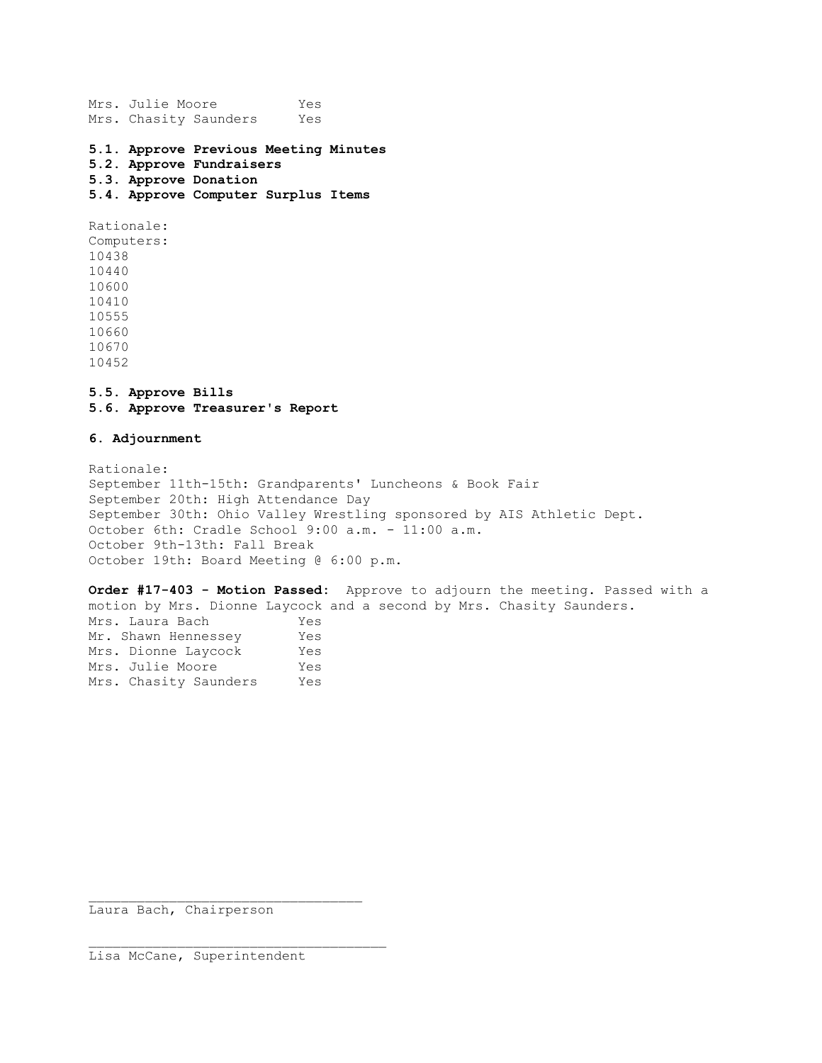| | |
|---|---|
| Mrs. Julie Moore | Yes |
| Mrs. Chasity Saunders | Yes |

**5.1. Approve Previous Meeting Minutes**
**5.2. Approve Fundraisers**
**5.3. Approve Donation**
**5.4. Approve Computer Surplus Items**

Rationale:
Computers:
10438
10440
10600
10410
10555
10660
10670
10452

**5.5. Approve Bills**
**5.6. Approve Treasurer's Report**

**6. Adjournment**

Rationale:
September 11th-15th: Grandparents' Luncheons & Book Fair
September 20th: High Attendance Day
September 30th: Ohio Valley Wrestling sponsored by AIS Athletic Dept.
October 6th: Cradle School 9:00 a.m. - 11:00 a.m.
October 9th-13th: Fall Break
October 19th: Board Meeting @ 6:00 p.m.

**Order #17-403 - Motion Passed:** Approve to adjourn the meeting. Passed with a motion by Mrs. Dionne Laycock and a second by Mrs. Chasity Saunders.

| | |
|---|---|
| Mrs. Laura Bach | Yes |
| Mr. Shawn Hennessey | Yes |
| Mrs. Dionne Laycock | Yes |
| Mrs. Julie Moore | Yes |
| Mrs. Chasity Saunders | Yes |

___________________________________
Laura Bach, Chairperson

______________________________________
Lisa McCane, Superintendent